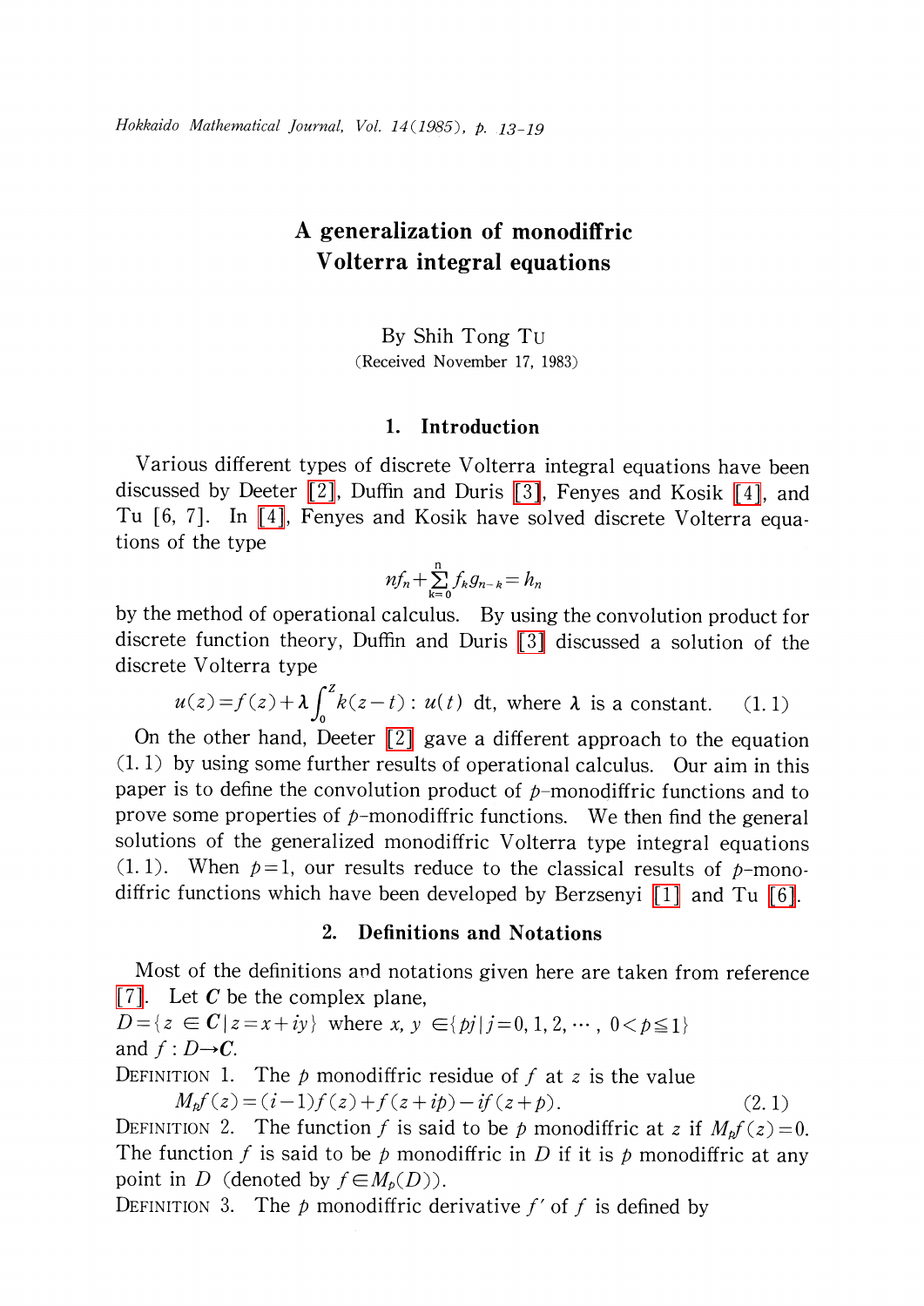# A generalization of monodiffric Volterra integral equations

By Shih Tong Tu

(Received November 17, 1983)

## 1. Introduction

Various different types of discrete Volterra integral equations have been discussed by Deeter [2], Duffin and Duris [3], Fenyes and Kosik [4], and Tu [6, 7]. In [4], Fenyes and Kosik have solved discrete Volterra equations of the type

$$nf_n+\sum_{k=0}^{n} f_k g_{n-k}=h_n$$

by the method of operational calculus. By using the convolution product for discrete function theory, Duffin and Duris [3] discussed a solution of the discrete Volterra type

$$u(z)=f(z)+\lambda\int_0^z k(z-t):u(t)\ dt,\ \text{where } \lambda \text{ is a constant.} \qquad (1.1)$$

On the other hand, Deeter [2] gave a different approach to the equation (1.1) by using some further results of operational calculus. Our aim in this paper is to define the convolution product of $p$-monodiffric functions and to prove some properties of $p$-monodiffric functions. We then find the general solutions of the generalized monodiffric Volterra type integral equations (1.1). When $p=1$, our results reduce to the classical results of $p$-monodiffric functions which have been developed by Berzsenyi [1] and Tu [6].

## 2. Definitions and Notations

Most of the definitions and notations given here are taken from reference [7]. Let $\boldsymbol{C}$ be the complex plane,
$D=\{z\in \boldsymbol{C}\mid z=x+iy\}$ where $x,y\in\{pj\mid j=0,1,2,\cdots,\ 0<p\leqq 1\}$
and $f: D\to \boldsymbol{C}$.

DEFINITION 1. The $p$ monodiffric residue of $f$ at $z$ is the value

$$M_pf(z)=(i-1)f(z)+f(z+ip)-if(z+p). \qquad (2.1)$$

DEFINITION 2. The function $f$ is said to be $p$ monodiffric at $z$ if $M_pf(z)=0$. The function $f$ is said to be $p$ monodiffric in $D$ if it is $p$ monodiffric at any point in $D$ (denoted by $f\in M_p(D)$).

DEFINITION 3. The $p$ monodiffric derivative $f'$ of $f$ is defined by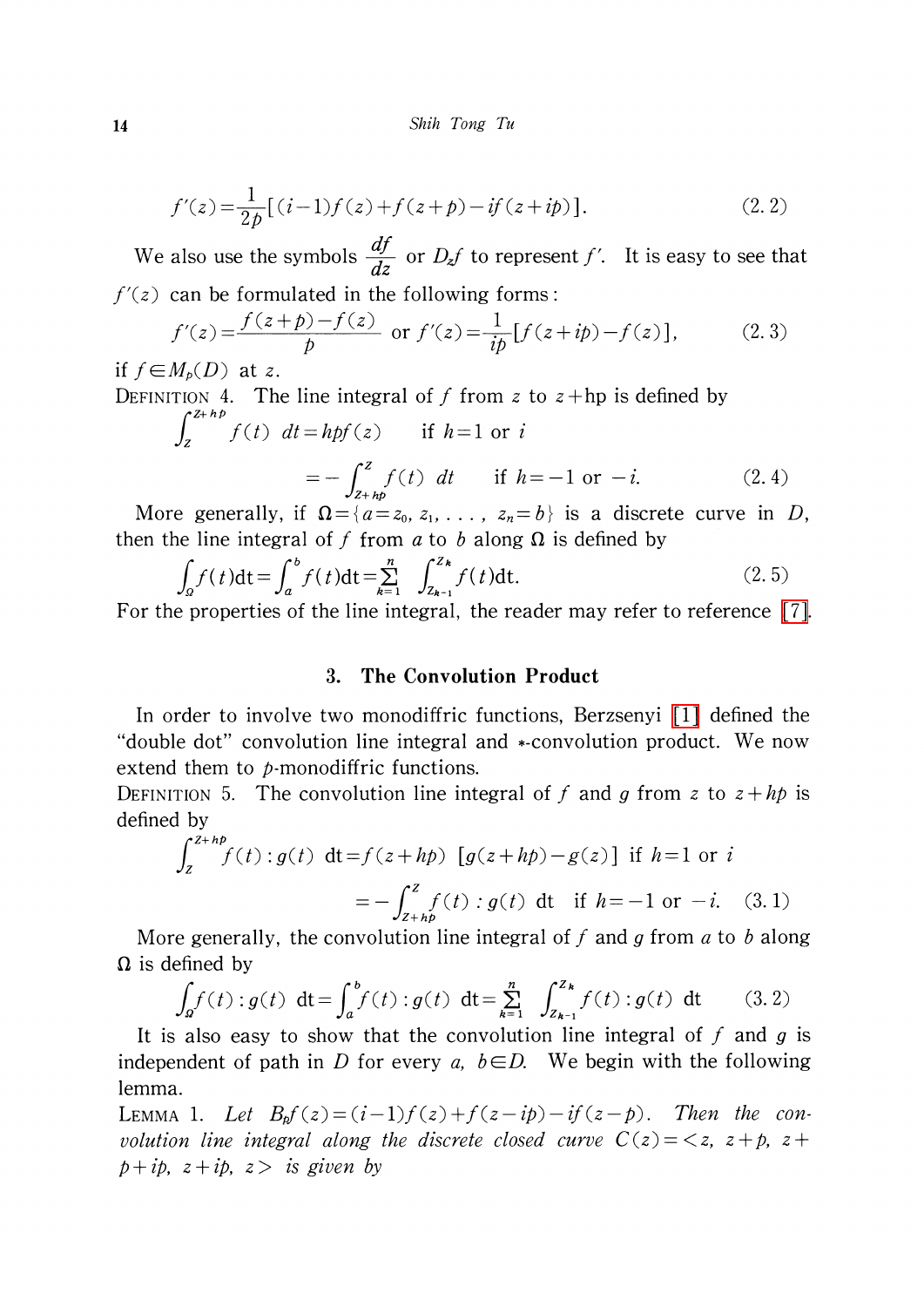$$f'(z)=\frac{1}{2p}[(i-1)f(z)+f(z+p)-if(z+ip)]. \tag{2.2}$$

We also use the symbols $\frac{df}{dz}$ or $D_z f$ to represent $f'$. It is easy to see that $f'(z)$ can be formulated in the following forms:

$$f'(z)=\frac{f(z+p)-f(z)}{p} \text{ or } f'(z)=\frac{1}{ip}[f(z+ip)-f(z)], \tag{2.3}$$

if $f\in M_p(D)$ at $z$.

DEFINITION 4. The line integral of $f$ from $z$ to $z$+hp is defined by

$$\int_z^{z+hp} f(t)\ dt=hpf(z) \qquad \text{if } h=1 \text{ or } i$$

$$=-\int_{z+hp}^{z} f(t)\ dt \qquad \text{if } h=-1 \text{ or } -i. \tag{2.4}$$

More generally, if $\Omega=\{a=z_0, z_1, \ldots, z_n=b\}$ is a discrete curve in $D$, then the line integral of $f$ from $a$ to $b$ along $\Omega$ is defined by

$$\int_\Omega f(t)\mathrm{d}t=\int_a^b f(t)\mathrm{d}t=\sum_{k=1}^{n}\int_{z_{k-1}}^{z_k} f(t)\mathrm{d}t. \tag{2.5}$$

For the properties of the line integral, the reader may refer to reference [7].

## 3. The Convolution Product

In order to involve two monodiffric functions, Berzsenyi [1] defined the "double dot" convolution line integral and $*$-convolution product. We now extend them to $p$-monodiffric functions.

DEFINITION 5. The convolution line integral of $f$ and $g$ from $z$ to $z+hp$ is defined by

$$\int_z^{z+hp} f(t):g(t)\ \mathrm{d}t=f(z+hp)\ [g(z+hp)-g(z)] \text{ if } h=1 \text{ or } i$$

$$=-\int_{z+hp}^{z} f(t):g(t)\ \mathrm{d}t \quad \text{if } h=-1 \text{ or } -i. \tag{3.1}$$

More generally, the convolution line integral of $f$ and $g$ from $a$ to $b$ along $\Omega$ is defined by

$$\int_\Omega f(t):g(t)\ \mathrm{d}t=\int_a^b f(t):g(t)\ \mathrm{d}t=\sum_{k=1}^{n}\int_{z_{k-1}}^{z_k} f(t):g(t)\ \mathrm{d}t \tag{3.2}$$

It is also easy to show that the convolution line integral of $f$ and $g$ is independent of path in $D$ for every $a$, $b\in D$. We begin with the following lemma.

LEMMA 1. *Let $B_p f(z)=(i-1)f(z)+f(z-ip)-if(z-p)$. Then the convolution line integral along the discrete closed curve $C(z)=<z, z+p, z+p+ip, z+ip, z>$ is given by*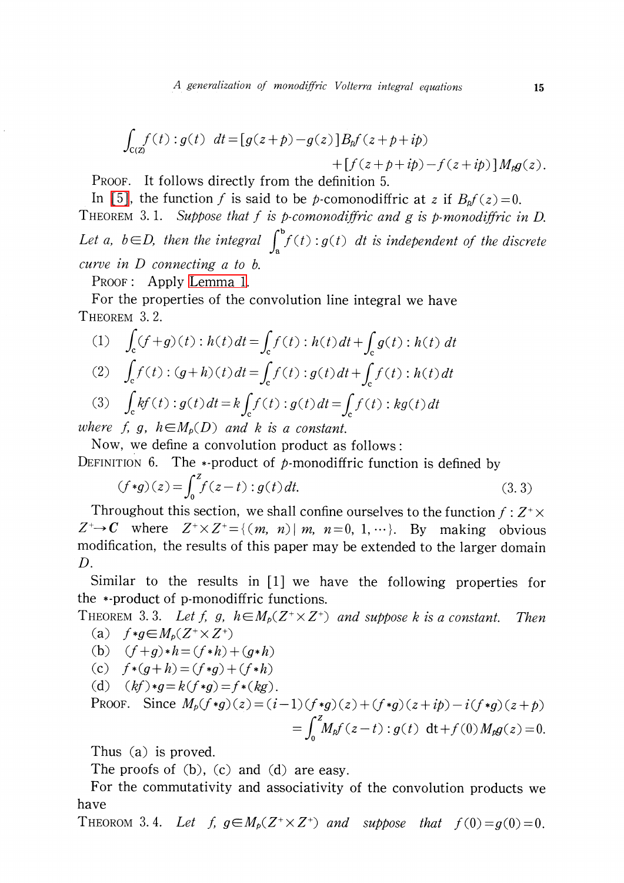$$\int_{C(Z)} f(t) : g(t) \ dt = [g(z+p) - g(z)] B_p f(z+p+ip) + [f(z+p+ip) - f(z+ip)] M_p g(z).$$

PROOF. It follows directly from the definition 5.

In [5], the function $f$ is said to be $p$-comonodiffric at $z$ if $B_p f(z) = 0$.

THEOREM 3.1. *Suppose that $f$ is $p$-comonodiffric and $g$ is $p$-monodiffric in $D$. Let $a$, $b \in D$, then the integral $\int_a^b f(t) : g(t) \ dt$ is independent of the discrete curve in $D$ connecting $a$ to $b$.*

PROOF: Apply Lemma 1.

For the properties of the convolution line integral we have

THEOREM 3.2.

(1) $\int_c (f+g)(t) : h(t) dt = \int_c f(t) : h(t) dt + \int_c g(t) : h(t) \ dt$

(2) $\int_c f(t) : (g+h)(t) dt = \int_c f(t) : g(t) dt + \int_c f(t) : h(t) dt$

(3) $\int_c kf(t) : g(t) dt = k \int_c f(t) : g(t) dt = \int_c f(t) : kg(t) dt$

*where $f$, $g$, $h \in M_p(D)$ and $k$ is a constant.*

Now, we define a convolution product as follows:

DEFINITION 6. The $*$-product of $p$-monodiffric function is defined by

$$(f*g)(z) = \int_0^z f(z-t) : g(t) dt. \tag{3.3}$$

Throughout this section, we shall confine ourselves to the function $f : Z^+ \times Z^+ \to \boldsymbol{C}$ where $Z^+ \times Z^+ = \{(m, n) \mid m, n = 0, 1, \cdots\}$. By making obvious modification, the results of this paper may be extended to the larger domain $D$.

Similar to the results in [1] we have the following properties for the $*$-product of p-monodiffric functions.

THEOREM 3.3. *Let $f$, $g$, $h \in M_p(Z^+ \times Z^+)$ and suppose $k$ is a constant. Then*

(a) $f*g \in M_p(Z^+ \times Z^+)$

(b) $(f+g)*h = (f*h) + (g*h)$

(c) $f*(g+h) = (f*g) + (f*h)$

(d) $(kf)*g = k(f*g) = f*(kg)$.

PROOF. Since

$$M_p(f*g)(z) = (i-1)(f*g)(z) + (f*g)(z+ip) - i(f*g)(z+p) = \int_0^z M_p f(z-t) : g(t) \ dt + f(0) M_p g(z) = 0.$$

Thus (a) is proved.

The proofs of (b), (c) and (d) are easy.

For the commutativity and associativity of the convolution products we have

THEOROM 3.4. *Let $f$, $g \in M_p(Z^+ \times Z^+)$ and suppose that $f(0) = g(0) = 0$.*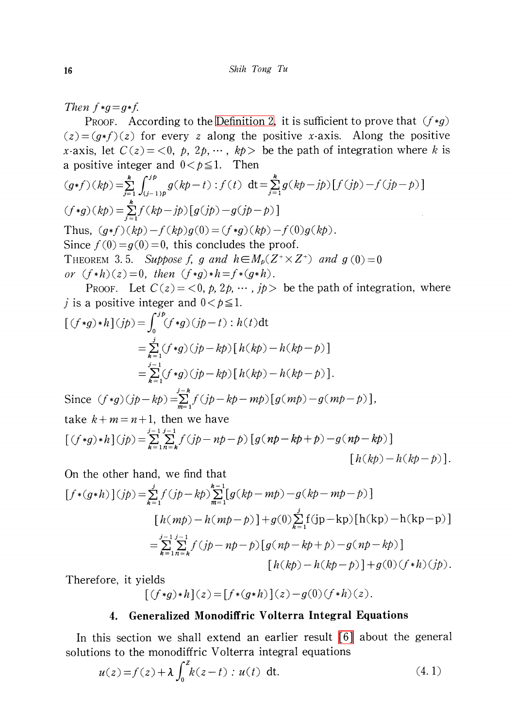*Then* $f*g=g*f$.

PROOF. According to the Definition 2, it is sufficient to prove that $(f*g)(z)=(g*f)(z)$ for every $z$ along the positive $x$-axis. Along the positive $x$-axis, let $C(z)=<0,\ p,\ 2p,\cdots,\ kp>$ be the path of integration where $k$ is a positive integer and $0<p\leqq 1$. Then

$$(g*f)(kp)=\sum_{j=1}^{k}\int_{(j-1)p}^{jp}g(kp-t):f(t)\ \mathrm{d}t=\sum_{j=1}^{k}g(kp-jp)[f(jp)-f(jp-p)]$$

$$(f*g)(kp)=\sum_{j=1}^{k}f(kp-jp)[g(jp)-g(jp-p)]$$

Thus, $(g*f)(kp)-f(kp)g(0)=(f*g)(kp)-f(0)g(kp)$.

Since $f(0)=g(0)=0$, this concludes the proof.

THEOREM 3.5. *Suppose* $f$, $g$ *and* $h\in M_p(Z^+\times Z^+)$ *and* $g(0)=0$ *or* $(f*h)(z)=0$, *then* $(f*g)*h=f*(g*h)$.

PROOF. Let $C(z)=<0,p,2p,\cdots,jp>$ be the path of integration, where $j$ is a positive integer and $0<p\leqq 1$.

$$\begin{aligned}[(f*g)*h](jp)&=\int_0^{jp}(f*g)(jp-t):h(t)\mathrm{d}t\\&=\sum_{k=1}^{j}(f*g)(jp-kp)[h(kp)-h(kp-p)]\\&=\sum_{k=1}^{j-1}(f*g)(jp-kp)[h(kp)-h(kp-p)].\end{aligned}$$

Since $(f*g)(jp-kp)=\sum_{m=1}^{j-k}f(jp-kp-mp)[g(mp)-g(mp-p)]$,

take $k+m=n+1$, then we have

$$[(f*g)*h](jp)=\sum_{k=1}^{j-1}\sum_{n=k}^{j-1}f(jp-np-p)[g(np-kp+p)-g(np-kp)][h(kp)-h(kp-p)].$$

On the other hand, we find that

$$\begin{aligned}[f*(g*h)](jp)&=\sum_{k=1}^{j}f(jp-kp)\sum_{m=1}^{k-1}[g(kp-mp)-g(kp-mp-p)][h(mp)-h(mp-p)]+g(0)\sum_{k=1}^{j}f(jp-kp)[h(kp)-h(kp-p)]\\&=\sum_{k=1}^{j-1}\sum_{n=k}^{j-1}f(jp-np-p)[g(np-kp+p)-g(np-kp)][h(kp)-h(kp-p)]+g(0)(f*h)(jp).\end{aligned}$$

Therefore, it yields

$$[(f*g)*h](z)=[f*(g*h)](z)-g(0)(f*h)(z).$$

## 4. Generalized Monodiffric Volterra Integral Equations

In this section we shall extend an earlier result [6] about the general solutions to the monodiffric Volterra integral equations

$$u(z)=f(z)+\lambda\int_0^z k(z-t):u(t)\ \mathrm{d}t. \tag{4.1}$$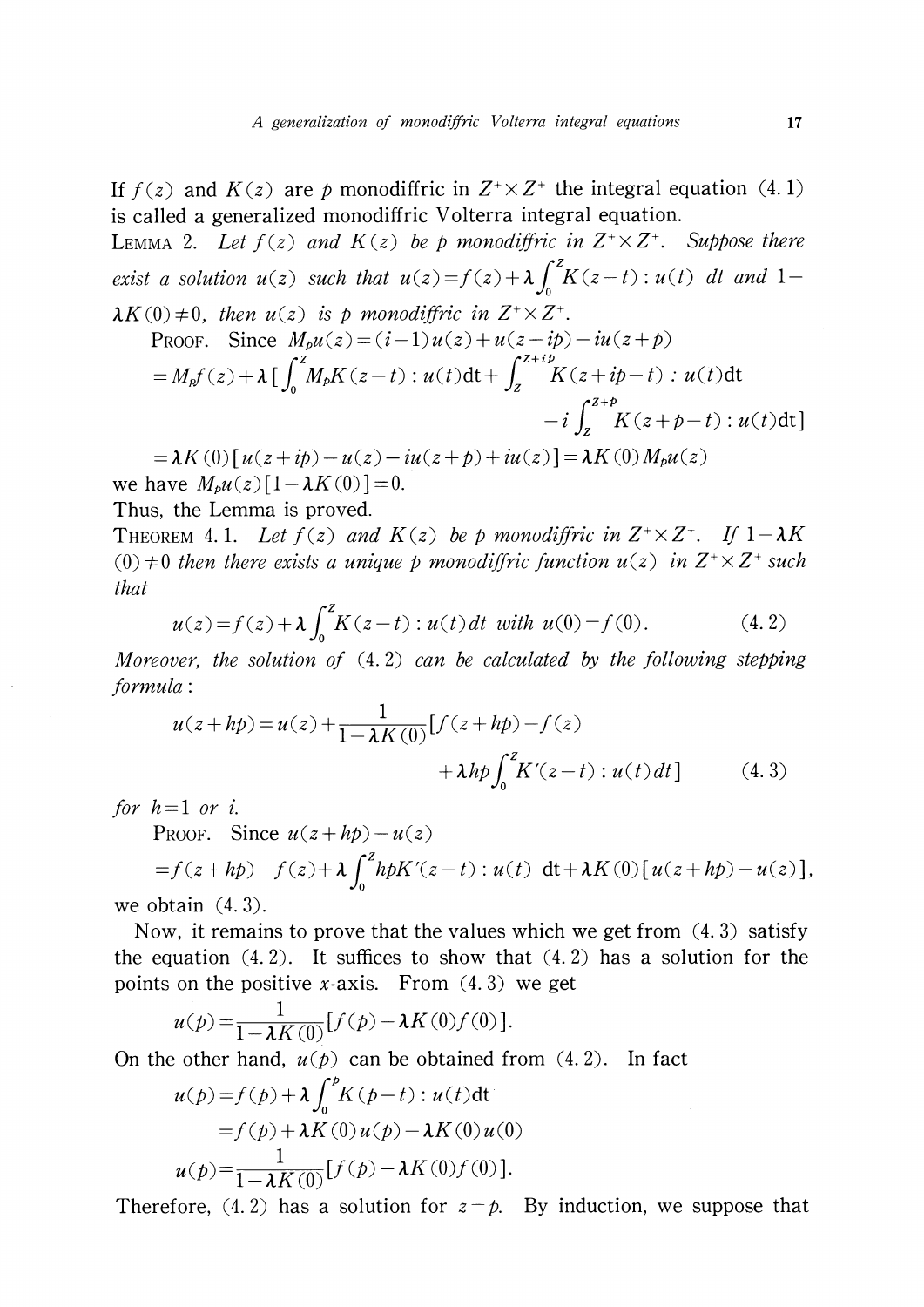If $f(z)$ and $K(z)$ are $p$ monodiffric in $Z^+ \times Z^+$ the integral equation (4.1) is called a generalized monodiffric Volterra integral equation.

LEMMA 2. *Let $f(z)$ and $K(z)$ be $p$ monodiffric in $Z^+ \times Z^+$. Suppose there exist a solution $u(z)$ such that $u(z) = f(z) + \lambda \int_0^z K(z-t) : u(t)\, dt$ and $1 - \lambda K(0) \neq 0$, then $u(z)$ is $p$ monodiffric in $Z^+ \times Z^+$.*

PROOF. Since $M_p u(z) = (i-1)u(z) + u(z+ip) - iu(z+p)$

$$= M_p f(z) + \lambda \Big[ \int_0^z M_p K(z-t) : u(t) \mathrm{d}t + \int_z^{z+ip} K(z+ip-t) : u(t) \mathrm{d}t - i \int_z^{z+p} K(z+p-t) : u(t) \mathrm{d}t \Big]$$

$$= \lambda K(0) [u(z+ip) - u(z) - iu(z+p) + iu(z)] = \lambda K(0) M_p u(z)$$

we have $M_p u(z) [1 - \lambda K(0)] = 0$.

Thus, the Lemma is proved.

THEOREM 4.1. *Let $f(z)$ and $K(z)$ be $p$ monodiffric in $Z^+ \times Z^+$. If $1 - \lambda K(0) \neq 0$ then there exists a unique $p$ monodiffric function $u(z)$ in $Z^+ \times Z^+$ such that*

$$u(z) = f(z) + \lambda \int_0^z K(z-t) : u(t) dt \text{ with } u(0) = f(0). \tag{4.2}$$

*Moreover, the solution of (4.2) can be calculated by the following stepping formula:*

$$u(z+hp) = u(z) + \frac{1}{1-\lambda K(0)} \Big[ f(z+hp) - f(z) + \lambda hp \int_0^z K'(z-t) : u(t) dt \Big] \tag{4.3}$$

*for $h = 1$ or $i$.*

PROOF. Since $u(z+hp) - u(z)$

$$= f(z+hp) - f(z) + \lambda \int_0^z hpK'(z-t) : u(t) \ \mathrm{d}t + \lambda K(0) [u(z+hp) - u(z)],$$

we obtain (4.3).

Now, it remains to prove that the values which we get from (4.3) satisfy the equation (4.2). It suffices to show that (4.2) has a solution for the points on the positive $x$-axis. From (4.3) we get

$$u(p) = \frac{1}{1-\lambda K(0)} [f(p) - \lambda K(0) f(0)].$$

On the other hand, $u(p)$ can be obtained from (4.2). In fact

$$u(p) = f(p) + \lambda \int_0^p K(p-t) : u(t) \mathrm{d}t$$

$$= f(p) + \lambda K(0) u(p) - \lambda K(0) u(0)$$

$$u(p) = \frac{1}{1-\lambda K(0)} [f(p) - \lambda K(0) f(0)].$$

Therefore, (4.2) has a solution for $z = p$. By induction, we suppose that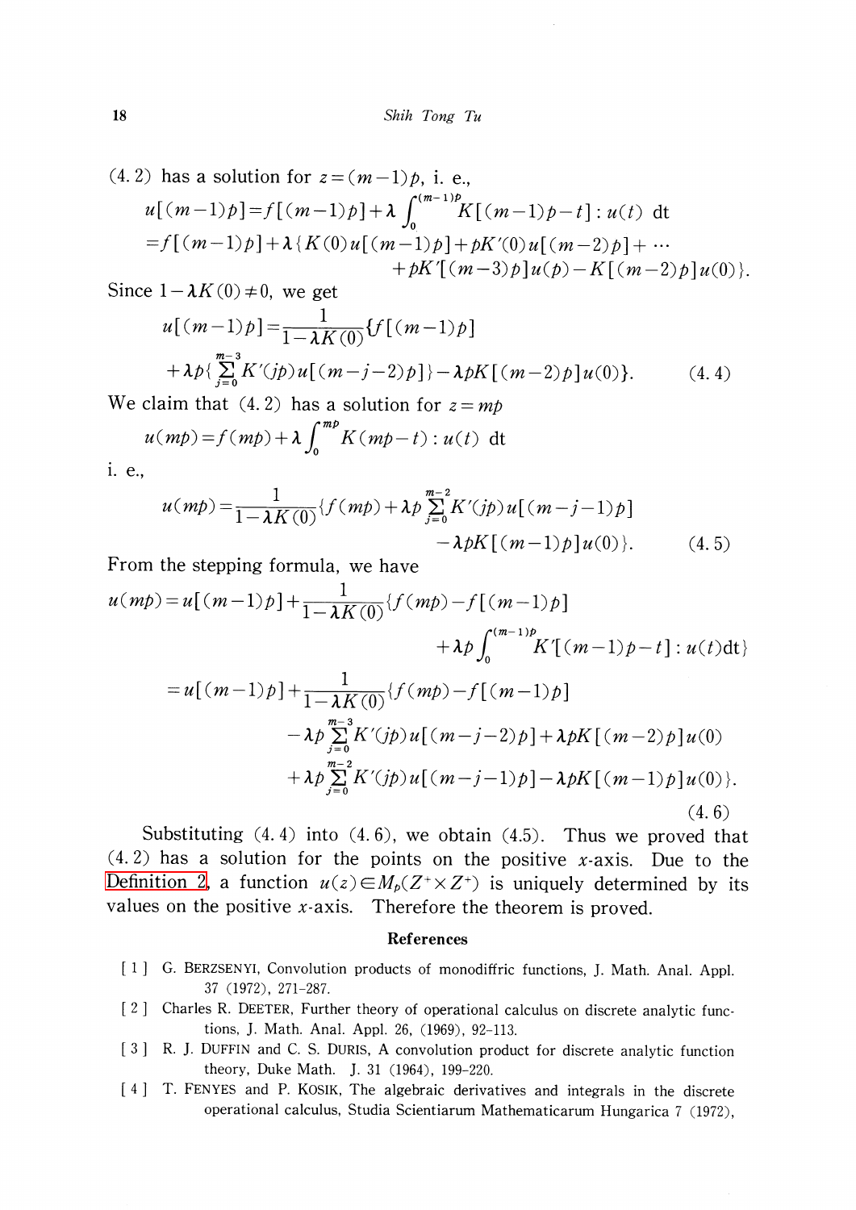(4.2) has a solution for $z=(m-1)p$, i. e.,

$$u[(m-1)p]=f[(m-1)p]+\lambda\int_0^{(m-1)p}K[(m-1)p-t]:u(t)\ \mathrm{dt}$$
$$=f[(m-1)p]+\lambda\{K(0)u[(m-1)p]+pK'(0)u[(m-2)p]+\cdots$$
$$+pK'[(m-3)p]u(p)-K[(m-2)p]u(0)\}.$$

Since $1-\lambda K(0)\neq 0$, we get

$$u[(m-1)p]=\frac{1}{1-\lambda K(0)}\{f[(m-1)p]$$
$$+\lambda p\{\sum_{j=0}^{m-3}K'(jp)u[(m-j-2)p]\}-\lambda pK[(m-2)p]u(0)\}. \tag{4.4}$$

We claim that (4.2) has a solution for $z=mp$

$$u(mp)=f(mp)+\lambda\int_0^{mp}K(mp-t):u(t)\ \mathrm{dt}$$

i. e.,

$$u(mp)=\frac{1}{1-\lambda K(0)}\{f(mp)+\lambda p\sum_{j=0}^{m-2}K'(jp)u[(m-j-1)p]$$
$$-\lambda pK[(m-1)p]u(0)\}. \tag{4.5}$$

From the stepping formula, we have

$$u(mp)=u[(m-1)p]+\frac{1}{1-\lambda K(0)}\{f(mp)-f[(m-1)p]$$
$$+\lambda p\int_0^{(m-1)p}K'[(m-1)p-t]:u(t)\mathrm{dt}\}$$
$$=u[(m-1)p]+\frac{1}{1-\lambda K(0)}\{f(mp)-f[(m-1)p]$$
$$-\lambda p\sum_{j=0}^{m-3}K'(jp)u[(m-j-2)p]+\lambda pK[(m-2)p]u(0)$$
$$+\lambda p\sum_{j=0}^{m-2}K'(jp)u[(m-j-1)p]-\lambda pK[(m-1)p]u(0)\}. \tag{4.6}$$

Substituting (4.4) into (4.6), we obtain (4.5). Thus we proved that (4.2) has a solution for the points on the positive $x$-axis. Due to the Definition 2, a function $u(z)\in M_p(Z^+\times Z^+)$ is uniquely determined by its values on the positive $x$-axis. Therefore the theorem is proved.

## References

[1] G. BERZSENYI, Convolution products of monodiffric functions, J. Math. Anal. Appl. 37 (1972), 271-287.

[2] Charles R. DEETER, Further theory of operational calculus on discrete analytic functions, J. Math. Anal. Appl. 26, (1969), 92-113.

[3] R. J. DUFFIN and C. S. DURIS, A convolution product for discrete analytic function theory, Duke Math. J. 31 (1964), 199-220.

[4] T. FENYES and P. KOSIK, The algebraic derivatives and integrals in the discrete operational calculus, Studia Scientiarum Mathematicarum Hungarica 7 (1972),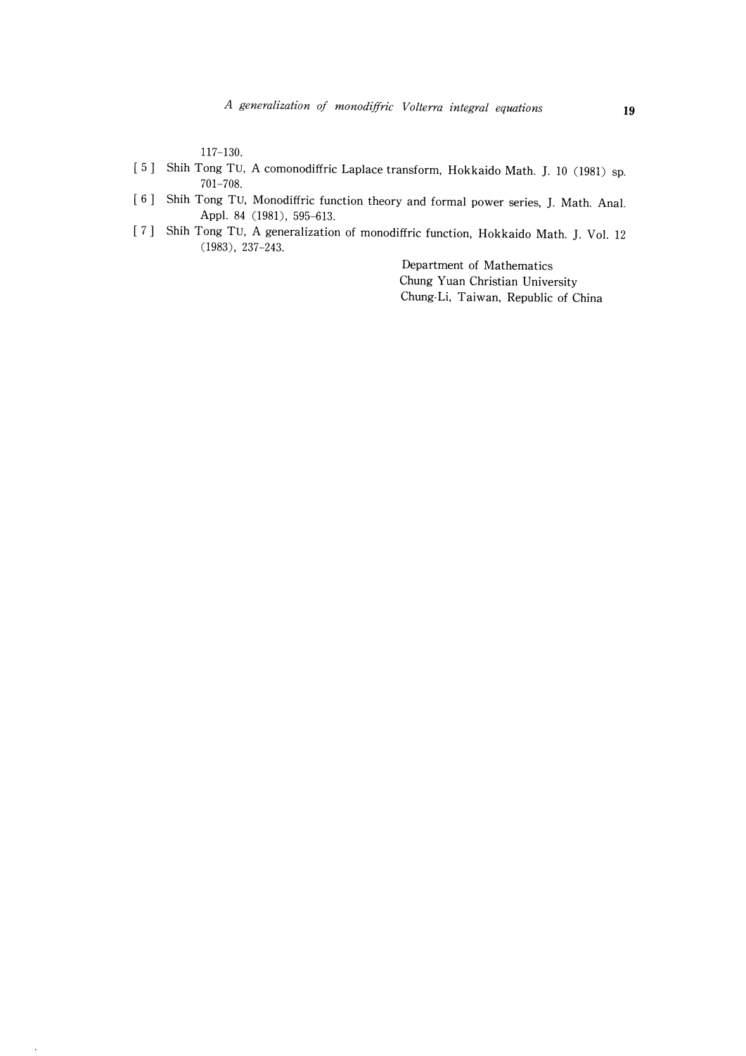117–130.

[5] Shih Tong TU, A comonodiffric Laplace transform, Hokkaido Math. J. 10 (1981) sp. 701–708.

[6] Shih Tong TU, Monodiffric function theory and formal power series, J. Math. Anal. Appl. 84 (1981), 595–613.

[7] Shih Tong TU, A generalization of monodiffric function, Hokkaido Math. J. Vol. 12 (1983), 237–243.

Department of Mathematics
Chung Yuan Christian University
Chung-Li, Taiwan, Republic of China